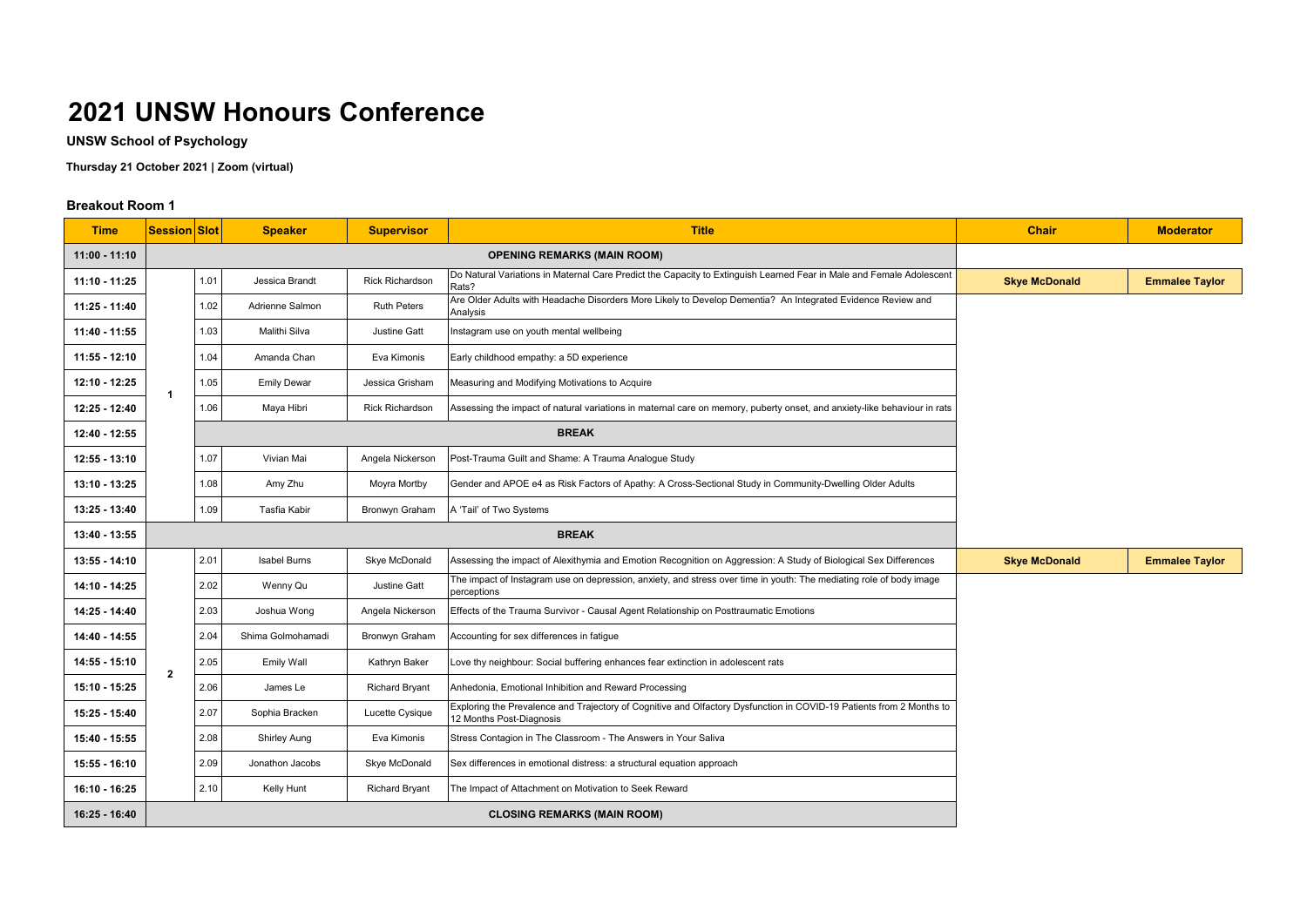# 2021 UNSW Honours Conference

**UNSW School of Psychology**

**Thursday 21 October 2021 | Zoom (virtual)**

### Breakout Room 1

| Time | Session | Slot | Speaker | Supervisor | Title | Chair | Moderator |
|---|---|---|---|---|---|---|---|
| 11:00 - 11:10 | OPENING REMARKS (MAIN ROOM) | | | | | | |
| 11:10 - 11:25 | 1 | 1.01 | Jessica Brandt | Rick Richardson | Do Natural Variations in Maternal Care Predict the Capacity to Extinguish Learned Fear in Male and Female Adolescent Rats? | Skye McDonald | Emmalee Taylor |
| 11:25 - 11:40 | | 1.02 | Adrienne Salmon | Ruth Peters | Are Older Adults with Headache Disorders More Likely to Develop Dementia? An Integrated Evidence Review and Analysis | | |
| 11:40 - 11:55 | | 1.03 | Malithi Silva | Justine Gatt | Instagram use on youth mental wellbeing | | |
| 11:55 - 12:10 | | 1.04 | Amanda Chan | Eva Kimonis | Early childhood empathy: a 5D experience | | |
| 12:10 - 12:25 | | 1.05 | Emily Dewar | Jessica Grisham | Measuring and Modifying Motivations to Acquire | | |
| 12:25 - 12:40 | | 1.06 | Maya Hibri | Rick Richardson | Assessing the impact of natural variations in maternal care on memory, puberty onset, and anxiety-like behaviour in rats | | |
| 12:40 - 12:55 | | BREAK | | | | | |
| 12:55 - 13:10 | | 1.07 | Vivian Mai | Angela Nickerson | Post-Trauma Guilt and Shame: A Trauma Analogue Study | | |
| 13:10 - 13:25 | | 1.08 | Amy Zhu | Moyra Mortby | Gender and APOE e4 as Risk Factors of Apathy: A Cross-Sectional Study in Community-Dwelling Older Adults | | |
| 13:25 - 13:40 | | 1.09 | Tasfia Kabir | Bronwyn Graham | A 'Tail' of Two Systems | | |
| 13:40 - 13:55 | BREAK | | | | | | |
| 13:55 - 14:10 | 2 | 2.01 | Isabel Burns | Skye McDonald | Assessing the impact of Alexithymia and Emotion Recognition on Aggression: A Study of Biological Sex Differences | Skye McDonald | Emmalee Taylor |
| 14:10 - 14:25 | | 2.02 | Wenny Qu | Justine Gatt | The impact of Instagram use on depression, anxiety, and stress over time in youth: The mediating role of body image perceptions | | |
| 14:25 - 14:40 | | 2.03 | Joshua Wong | Angela Nickerson | Effects of the Trauma Survivor - Causal Agent Relationship on Posttraumatic Emotions | | |
| 14:40 - 14:55 | | 2.04 | Shima Golmohamadi | Bronwyn Graham | Accounting for sex differences in fatigue | | |
| 14:55 - 15:10 | | 2.05 | Emily Wall | Kathryn Baker | Love thy neighbour: Social buffering enhances fear extinction in adolescent rats | | |
| 15:10 - 15:25 | | 2.06 | James Le | Richard Bryant | Anhedonia, Emotional Inhibition and Reward Processing | | |
| 15:25 - 15:40 | | 2.07 | Sophia Bracken | Lucette Cysique | Exploring the Prevalence and Trajectory of Cognitive and Olfactory Dysfunction in COVID-19 Patients from 2 Months to 12 Months Post-Diagnosis | | |
| 15:40 - 15:55 | | 2.08 | Shirley Aung | Eva Kimonis | Stress Contagion in The Classroom - The Answers in Your Saliva | | |
| 15:55 - 16:10 | | 2.09 | Jonathon Jacobs | Skye McDonald | Sex differences in emotional distress: a structural equation approach | | |
| 16:10 - 16:25 | | 2.10 | Kelly Hunt | Richard Bryant | The Impact of Attachment on Motivation to Seek Reward | | |
| 16:25 - 16:40 | CLOSING REMARKS (MAIN ROOM) | | | | | | |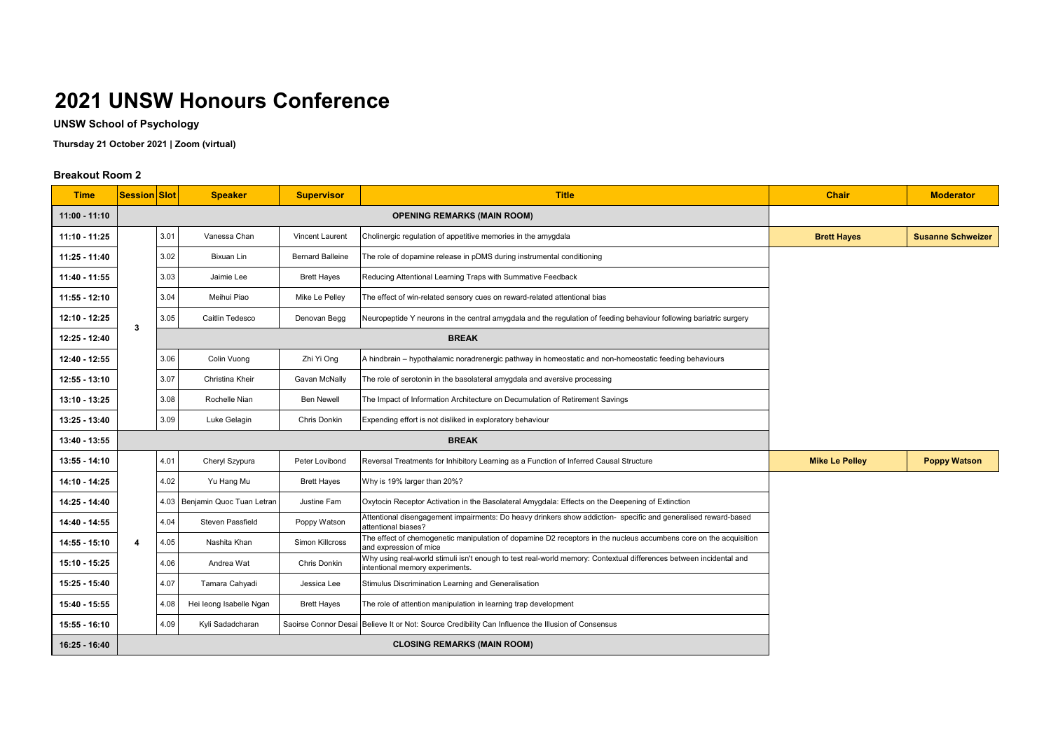# 2021 UNSW Honours Conference

**UNSW School of Psychology**

**Thursday 21 October 2021 | Zoom (virtual)**

### Breakout Room 2

| Time | Session | Slot | Speaker | Supervisor | Title | Chair | Moderator |
|---|---|---|---|---|---|---|---|
| 11:00 - 11:10 | | | | | OPENING REMARKS (MAIN ROOM) | | |
| 11:10 - 11:25 | 3 | 3.01 | Vanessa Chan | Vincent Laurent | Cholinergic regulation of appetitive memories in the amygdala | Brett Hayes | Susanne Schweizer |
| 11:25 - 11:40 | | 3.02 | Bixuan Lin | Bernard Balleine | The role of dopamine release in pDMS during instrumental conditioning | | |
| 11:40 - 11:55 | | 3.03 | Jaimie Lee | Brett Hayes | Reducing Attentional Learning Traps with Summative Feedback | | |
| 11:55 - 12:10 | | 3.04 | Meihui Piao | Mike Le Pelley | The effect of win-related sensory cues on reward-related attentional bias | | |
| 12:10 - 12:25 | | 3.05 | Caitlin Tedesco | Denovan Begg | Neuropeptide Y neurons in the central amygdala and the regulation of feeding behaviour following bariatric surgery | | |
| 12:25 - 12:40 | | | | | BREAK | | |
| 12:40 - 12:55 | | 3.06 | Colin Vuong | Zhi Yi Ong | A hindbrain – hypothalamic noradrenergic pathway in homeostatic and non-homeostatic feeding behaviours | | |
| 12:55 - 13:10 | | 3.07 | Christina Kheir | Gavan McNally | The role of serotonin in the basolateral amygdala and aversive processing | | |
| 13:10 - 13:25 | | 3.08 | Rochelle Nian | Ben Newell | The Impact of Information Architecture on Decumulation of Retirement Savings | | |
| 13:25 - 13:40 | | 3.09 | Luke Gelagin | Chris Donkin | Expending effort is not disliked in exploratory behaviour | | |
| 13:40 - 13:55 | | | | | BREAK | | |
| 13:55 - 14:10 | 4 | 4.01 | Cheryl Szypura | Peter Lovibond | Reversal Treatments for Inhibitory Learning as a Function of Inferred Causal Structure | Mike Le Pelley | Poppy Watson |
| 14:10 - 14:25 | | 4.02 | Yu Hang Mu | Brett Hayes | Why is 19% larger than 20%? | | |
| 14:25 - 14:40 | | 4.03 | Benjamin Quoc Tuan Letran | Justine Fam | Oxytocin Receptor Activation in the Basolateral Amygdala: Effects on the Deepening of Extinction | | |
| 14:40 - 14:55 | | 4.04 | Steven Passfield | Poppy Watson | Attentional disengagement impairments: Do heavy drinkers show addiction- specific and generalised reward-based attentional biases? | | |
| 14:55 - 15:10 | | 4.05 | Nashita Khan | Simon Killcross | The effect of chemogenetic manipulation of dopamine D2 receptors in the nucleus accumbens core on the acquisition and expression of mice | | |
| 15:10 - 15:25 | | 4.06 | Andrea Wat | Chris Donkin | Why using real-world stimuli isn't enough to test real-world memory: Contextual differences between incidental and intentional memory experiments. | | |
| 15:25 - 15:40 | | 4.07 | Tamara Cahyadi | Jessica Lee | Stimulus Discrimination Learning and Generalisation | | |
| 15:40 - 15:55 | | 4.08 | Hei Ieong Isabelle Ngan | Brett Hayes | The role of attention manipulation in learning trap development | | |
| 15:55 - 16:10 | | 4.09 | Kyli Sadadcharan | Saoirse Connor Desai | Believe It or Not: Source Credibility Can Influence the Illusion of Consensus | | |
| 16:25 - 16:40 | | | | | CLOSING REMARKS (MAIN ROOM) | | |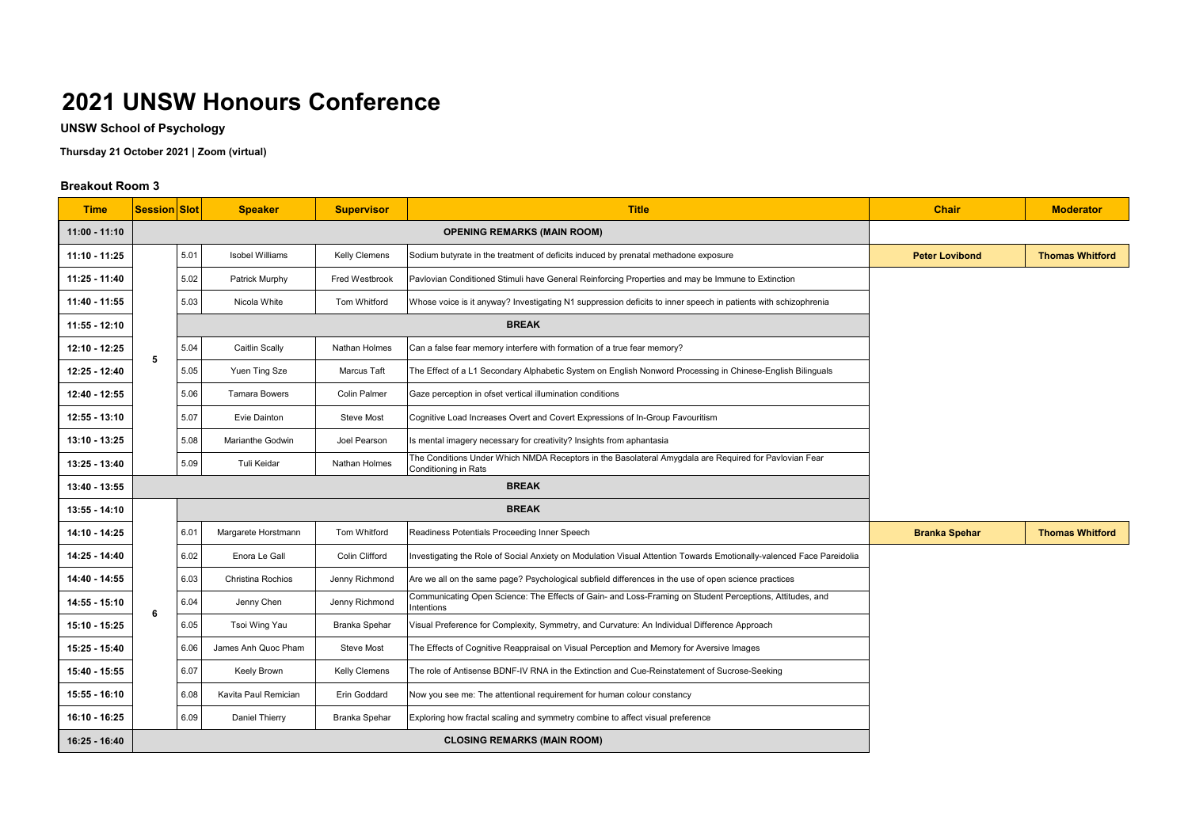# 2021 UNSW Honours Conference

**UNSW School of Psychology**

**Thursday 21 October 2021 | Zoom (virtual)**

### Breakout Room 3

| Time | Session | Slot | Speaker | Supervisor | Title | Chair | Moderator |
|---|---|---|---|---|---|---|---|
| 11:00 - 11:10 | | | | | OPENING REMARKS (MAIN ROOM) | | |
| 11:10 - 11:25 | 5 | 5.01 | Isobel Williams | Kelly Clemens | Sodium butyrate in the treatment of deficits induced by prenatal methadone exposure | Peter Lovibond | Thomas Whitford |
| 11:25 - 11:40 | | 5.02 | Patrick Murphy | Fred Westbrook | Pavlovian Conditioned Stimuli have General Reinforcing Properties and may be Immune to Extinction | | |
| 11:40 - 11:55 | | 5.03 | Nicola White | Tom Whitford | Whose voice is it anyway? Investigating N1 suppression deficits to inner speech in patients with schizophrenia | | |
| 11:55 - 12:10 | | | | | BREAK | | |
| 12:10 - 12:25 | | 5.04 | Caitlin Scally | Nathan Holmes | Can a false fear memory interfere with formation of a true fear memory? | | |
| 12:25 - 12:40 | | 5.05 | Yuen Ting Sze | Marcus Taft | The Effect of a L1 Secondary Alphabetic System on English Nonword Processing in Chinese-English Bilinguals | | |
| 12:40 - 12:55 | | 5.06 | Tamara Bowers | Colin Palmer | Gaze perception in ofset vertical illumination conditions | | |
| 12:55 - 13:10 | | 5.07 | Evie Dainton | Steve Most | Cognitive Load Increases Overt and Covert Expressions of In-Group Favouritism | | |
| 13:10 - 13:25 | | 5.08 | Marianthe Godwin | Joel Pearson | Is mental imagery necessary for creativity? Insights from aphantasia | | |
| 13:25 - 13:40 | | 5.09 | Tuli Keidar | Nathan Holmes | The Conditions Under Which NMDA Receptors in the Basolateral Amygdala are Required for Pavlovian Fear Conditioning in Rats | | |
| 13:40 - 13:55 | | | | | BREAK | | |
| 13:55 - 14:10 | 6 | | | | BREAK | | |
| 14:10 - 14:25 | | 6.01 | Margarete Horstmann | Tom Whitford | Readiness Potentials Proceeding Inner Speech | Branka Spehar | Thomas Whitford |
| 14:25 - 14:40 | | 6.02 | Enora Le Gall | Colin Clifford | Investigating the Role of Social Anxiety on Modulation Visual Attention Towards Emotionally-valenced Face Pareidolia | | |
| 14:40 - 14:55 | | 6.03 | Christina Rochios | Jenny Richmond | Are we all on the same page? Psychological subfield differences in the use of open science practices | | |
| 14:55 - 15:10 | | 6.04 | Jenny Chen | Jenny Richmond | Communicating Open Science: The Effects of Gain- and Loss-Framing on Student Perceptions, Attitudes, and Intentions | | |
| 15:10 - 15:25 | | 6.05 | Tsoi Wing Yau | Branka Spehar | Visual Preference for Complexity, Symmetry, and Curvature: An Individual Difference Approach | | |
| 15:25 - 15:40 | | 6.06 | James Anh Quoc Pham | Steve Most | The Effects of Cognitive Reappraisal on Visual Perception and Memory for Aversive Images | | |
| 15:40 - 15:55 | | 6.07 | Keely Brown | Kelly Clemens | The role of Antisense BDNF-IV RNA in the Extinction and Cue-Reinstatement of Sucrose-Seeking | | |
| 15:55 - 16:10 | | 6.08 | Kavita Paul Remician | Erin Goddard | Now you see me: The attentional requirement for human colour constancy | | |
| 16:10 - 16:25 | | 6.09 | Daniel Thierry | Branka Spehar | Exploring how fractal scaling and symmetry combine to affect visual preference | | |
| 16:25 - 16:40 | | | | | CLOSING REMARKS (MAIN ROOM) | | |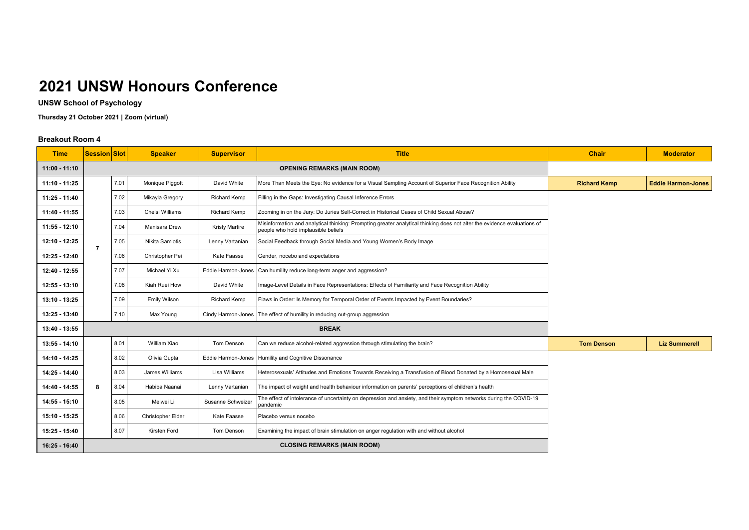# 2021 UNSW Honours Conference

**UNSW School of Psychology**

**Thursday 21 October 2021 | Zoom (virtual)**

### Breakout Room 4

| Time | Session | Slot | Speaker | Supervisor | Title | Chair | Moderator |
|---|---|---|---|---|---|---|---|
| 11:00 - 11:10 | | | | | **OPENING REMARKS (MAIN ROOM)** | | |
| 11:10 - 11:25 | 7 | 7.01 | Monique Piggott | David White | More Than Meets the Eye: No evidence for a Visual Sampling Account of Superior Face Recognition Ability | **Richard Kemp** | **Eddie Harmon-Jones** |
| 11:25 - 11:40 | | 7.02 | Mikayla Gregory | Richard Kemp | Filling in the Gaps: Investigating Causal Inference Errors | | |
| 11:40 - 11:55 | | 7.03 | Chelsi Williams | Richard Kemp | Zooming in on the Jury: Do Juries Self-Correct in Historical Cases of Child Sexual Abuse? | | |
| 11:55 - 12:10 | | 7.04 | Manisara Drew | Kristy Martire | Misinformation and analytical thinking: Prompting greater analytical thinking does not alter the evidence evaluations of people who hold implausible beliefs | | |
| 12:10 - 12:25 | | 7.05 | Nikita Samiotis | Lenny Vartanian | Social Feedback through Social Media and Young Women's Body Image | | |
| 12:25 - 12:40 | | 7.06 | Christopher Pei | Kate Faasse | Gender, nocebo and expectations | | |
| 12:40 - 12:55 | | 7.07 | Michael Yi Xu | Eddie Harmon-Jones | Can humility reduce long-term anger and aggression? | | |
| 12:55 - 13:10 | | 7.08 | Kiah Ruei How | David White | Image-Level Details in Face Representations: Effects of Familiarity and Face Recognition Ability | | |
| 13:10 - 13:25 | | 7.09 | Emily Wilson | Richard Kemp | Flaws in Order: Is Memory for Temporal Order of Events Impacted by Event Boundaries? | | |
| 13:25 - 13:40 | | 7.10 | Max Young | Cindy Harmon-Jones | The effect of humility in reducing out-group aggression | | |
| 13:40 - 13:55 | | | | | **BREAK** | | |
| 13:55 - 14:10 | 8 | 8.01 | William Xiao | Tom Denson | Can we reduce alcohol-related aggression through stimulating the brain? | **Tom Denson** | **Liz Summerell** |
| 14:10 - 14:25 | | 8.02 | Olivia Gupta | Eddie Harmon-Jones | Humility and Cognitive Dissonance | | |
| 14:25 - 14:40 | | 8.03 | James Williams | Lisa Williams | Heterosexuals' Attitudes and Emotions Towards Receiving a Transfusion of Blood Donated by a Homosexual Male | | |
| 14:40 - 14:55 | | 8.04 | Habiba Naanai | Lenny Vartanian | The impact of weight and health behaviour information on parents' perceptions of children's health | | |
| 14:55 - 15:10 | | 8.05 | Meiwei Li | Susanne Schweizer | The effect of intolerance of uncertainty on depression and anxiety, and their symptom networks during the COVID-19 pandemic | | |
| 15:10 - 15:25 | | 8.06 | Christopher Elder | Kate Faasse | Placebo versus nocebo | | |
| 15:25 - 15:40 | | 8.07 | Kirsten Ford | Tom Denson | Examining the impact of brain stimulation on anger regulation with and without alcohol | | |
| 16:25 - 16:40 | | | | | **CLOSING REMARKS (MAIN ROOM)** | | |